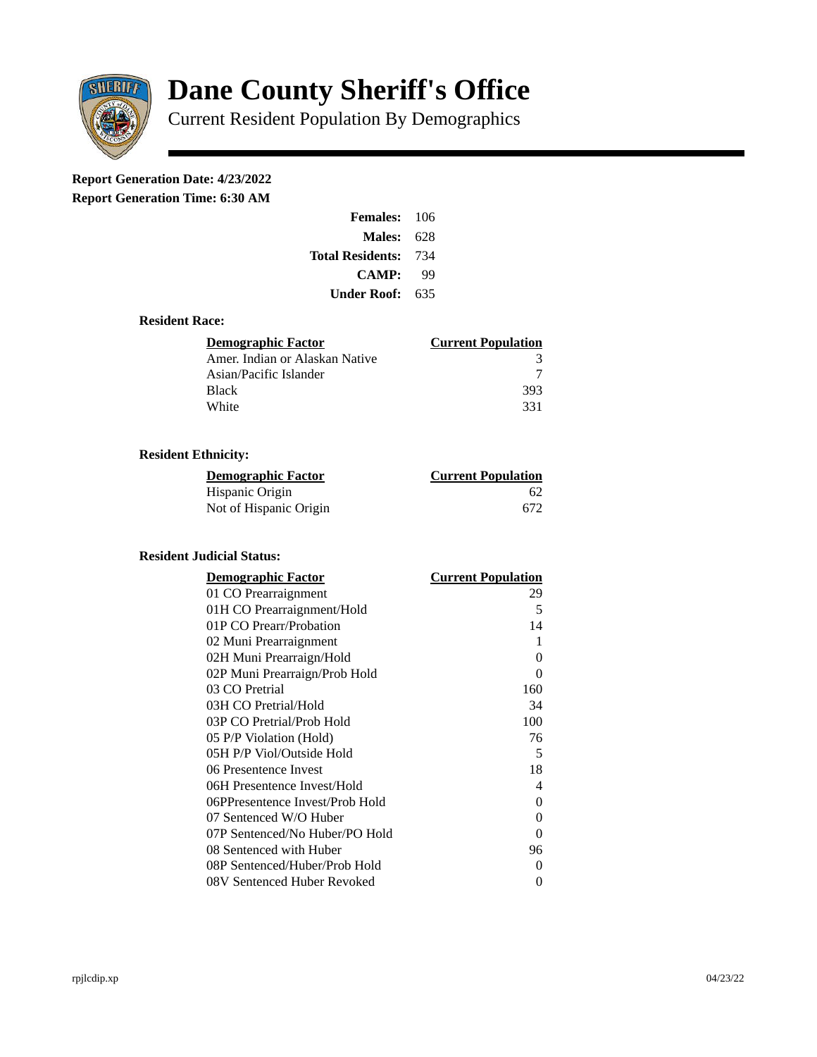# Dane County Sheriff's Office

Current Resident Population By Demographics

**Report Generation Date: 4/23/2022**

**Report Generation Time: 6:30 AM**

| | |
|---|---|
| **Females:** | 106 |
| **Males:** | 628 |
| **Total Residents:** | 734 |
| **CAMP:** | 99 |
| **Under Roof:** | 635 |

### Resident Race:

| Demographic Factor | Current Population |
|---|---|
| Amer. Indian or Alaskan Native | 3 |
| Asian/Pacific Islander | 7 |
| Black | 393 |
| White | 331 |

### Resident Ethnicity:

| Demographic Factor | Current Population |
|---|---|
| Hispanic Origin | 62 |
| Not of Hispanic Origin | 672 |

### Resident Judicial Status:

| Demographic Factor | Current Population |
|---|---|
| 01 CO Prearraignment | 29 |
| 01H CO Prearraignment/Hold | 5 |
| 01P CO Prearr/Probation | 14 |
| 02 Muni Prearraignment | 1 |
| 02H Muni Prearraign/Hold | 0 |
| 02P Muni Prearraign/Prob Hold | 0 |
| 03 CO Pretrial | 160 |
| 03H CO Pretrial/Hold | 34 |
| 03P CO Pretrial/Prob Hold | 100 |
| 05 P/P Violation (Hold) | 76 |
| 05H P/P Viol/Outside Hold | 5 |
| 06 Presentence Invest | 18 |
| 06H Presentence Invest/Hold | 4 |
| 06PPresentence Invest/Prob Hold | 0 |
| 07 Sentenced W/O Huber | 0 |
| 07P Sentenced/No Huber/PO Hold | 0 |
| 08 Sentenced with Huber | 96 |
| 08P Sentenced/Huber/Prob Hold | 0 |
| 08V Sentenced Huber Revoked | 0 |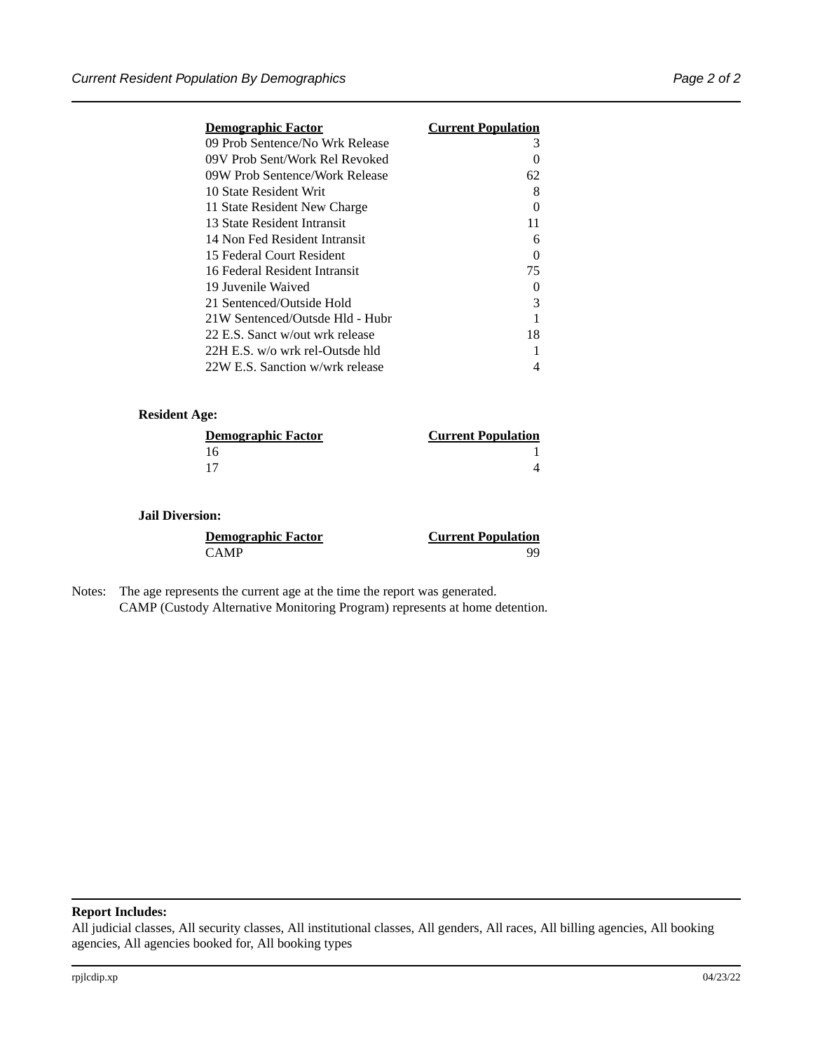| Demographic Factor | Current Population |
| --- | --- |
| 09 Prob Sentence/No Wrk Release | 3 |
| 09V Prob Sent/Work Rel Revoked | 0 |
| 09W Prob Sentence/Work Release | 62 |
| 10 State Resident Writ | 8 |
| 11 State Resident New Charge | 0 |
| 13 State Resident Intransit | 11 |
| 14 Non Fed Resident Intransit | 6 |
| 15 Federal Court Resident | 0 |
| 16 Federal Resident Intransit | 75 |
| 19 Juvenile Waived | 0 |
| 21 Sentenced/Outside Hold | 3 |
| 21W Sentenced/Outsde Hld - Hubr | 1 |
| 22 E.S. Sanct w/out wrk release | 18 |
| 22H E.S. w/o wrk rel-Outsde hld | 1 |
| 22W E.S. Sanction w/wrk release | 4 |

**Resident Age:**

| Demographic Factor | Current Population |
| --- | --- |
| 16 | 1 |
| 17 | 4 |

**Jail Diversion:**

| Demographic Factor | Current Population |
| --- | --- |
| CAMP | 99 |

Notes: The age represents the current age at the time the report was generated.
CAMP (Custody Alternative Monitoring Program) represents at home detention.

**Report Includes:**

All judicial classes, All security classes, All institutional classes, All genders, All races, All billing agencies, All booking agencies, All agencies booked for, All booking types

rpjlcdip.xp 04/23/22